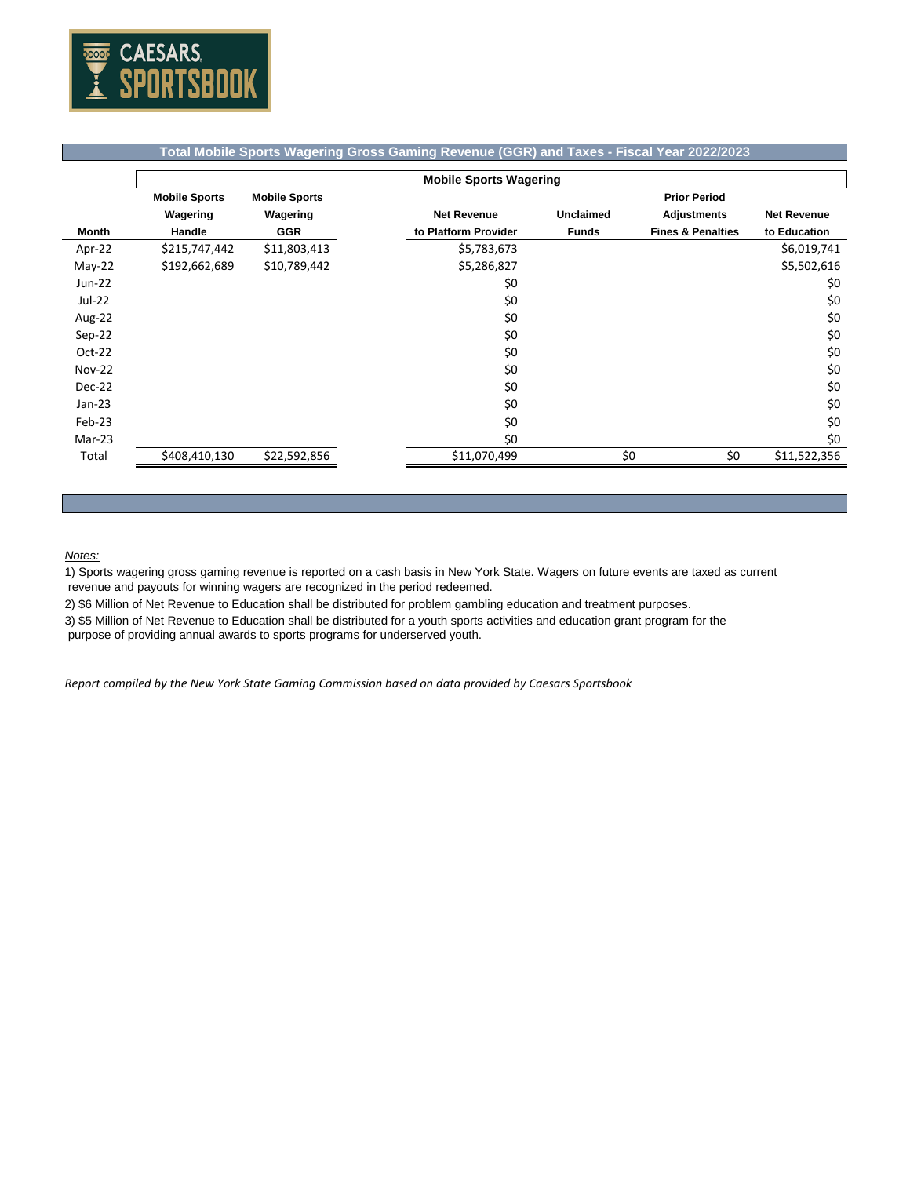CAESARS SPORTSBOOK

## Total Mobile Sports Wagering Gross Gaming Revenue (GGR) and Taxes - Fiscal Year 2022/2023

| | Mobile Sports Wagering | | | | | |
|---|---|---|---|---|---|---|
| Month | Mobile Sports Wagering Handle | Mobile Sports Wagering GGR | Net Revenue to Platform Provider | Unclaimed Funds | Prior Period Adjustments Fines & Penalties | Net Revenue to Education |
| Apr-22 | $215,747,442 | $11,803,413 | $5,783,673 | | | $6,019,741 |
| May-22 | $192,662,689 | $10,789,442 | $5,286,827 | | | $5,502,616 |
| Jun-22 | | | $0 | | | $0 |
| Jul-22 | | | $0 | | | $0 |
| Aug-22 | | | $0 | | | $0 |
| Sep-22 | | | $0 | | | $0 |
| Oct-22 | | | $0 | | | $0 |
| Nov-22 | | | $0 | | | $0 |
| Dec-22 | | | $0 | | | $0 |
| Jan-23 | | | $0 | | | $0 |
| Feb-23 | | | $0 | | | $0 |
| Mar-23 | | | $0 | | | $0 |
| Total | $408,410,130 | $22,592,856 | $11,070,499 | $0 | $0 | $11,522,356 |

*Notes:*

1) Sports wagering gross gaming revenue is reported on a cash basis in New York State. Wagers on future events are taxed as current revenue and payouts for winning wagers are recognized in the period redeemed.

2) $6 Million of Net Revenue to Education shall be distributed for problem gambling education and treatment purposes.

3) $5 Million of Net Revenue to Education shall be distributed for a youth sports activities and education grant program for the purpose of providing annual awards to sports programs for underserved youth.

*Report compiled by the New York State Gaming Commission based on data provided by Caesars Sportsbook*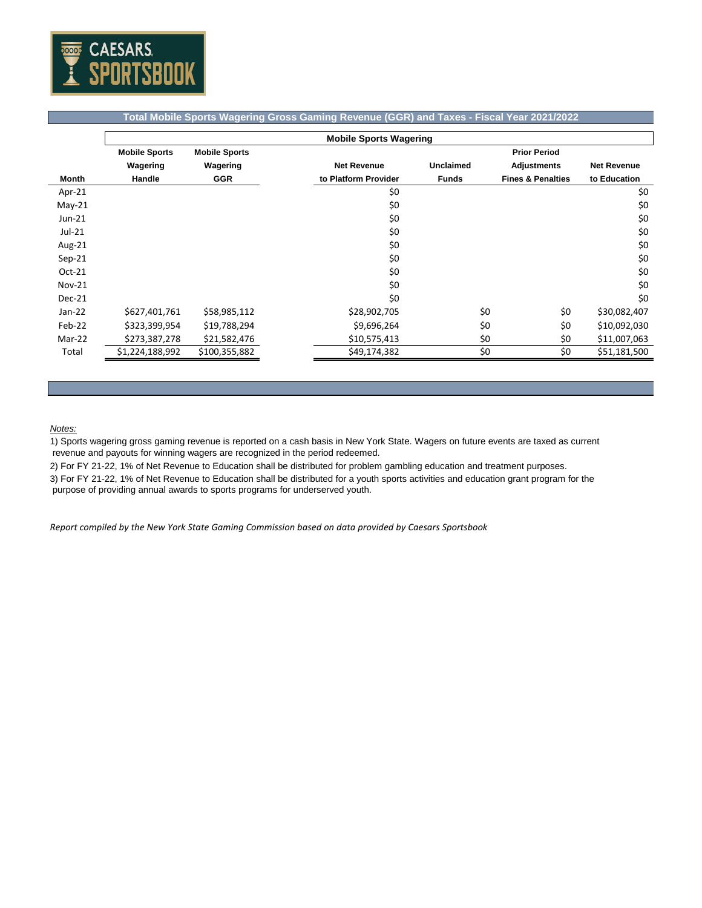CAESARS SPORTSBOOK

## Total Mobile Sports Wagering Gross Gaming Revenue (GGR) and Taxes - Fiscal Year 2021/2022

| | Mobile Sports Wagering | | | | | |
|---|---|---|---|---|---|---|
| Month | Mobile Sports Wagering Handle | Mobile Sports Wagering GGR | Net Revenue to Platform Provider | Unclaimed Funds | Prior Period Adjustments Fines & Penalties | Net Revenue to Education |
| Apr-21 | | | $0 | | | $0 |
| May-21 | | | $0 | | | $0 |
| Jun-21 | | | $0 | | | $0 |
| Jul-21 | | | $0 | | | $0 |
| Aug-21 | | | $0 | | | $0 |
| Sep-21 | | | $0 | | | $0 |
| Oct-21 | | | $0 | | | $0 |
| Nov-21 | | | $0 | | | $0 |
| Dec-21 | | | $0 | | | $0 |
| Jan-22 | $627,401,761 | $58,985,112 | $28,902,705 | $0 | $0 | $30,082,407 |
| Feb-22 | $323,399,954 | $19,788,294 | $9,696,264 | $0 | $0 | $10,092,030 |
| Mar-22 | $273,387,278 | $21,582,476 | $10,575,413 | $0 | $0 | $11,007,063 |
| Total | $1,224,188,992 | $100,355,882 | $49,174,382 | $0 | $0 | $51,181,500 |

*Notes:*

1) Sports wagering gross gaming revenue is reported on a cash basis in New York State. Wagers on future events are taxed as current revenue and payouts for winning wagers are recognized in the period redeemed.

2) For FY 21-22, 1% of Net Revenue to Education shall be distributed for problem gambling education and treatment purposes.

3) For FY 21-22, 1% of Net Revenue to Education shall be distributed for a youth sports activities and education grant program for the purpose of providing annual awards to sports programs for underserved youth.

*Report compiled by the New York State Gaming Commission based on data provided by Caesars Sportsbook*